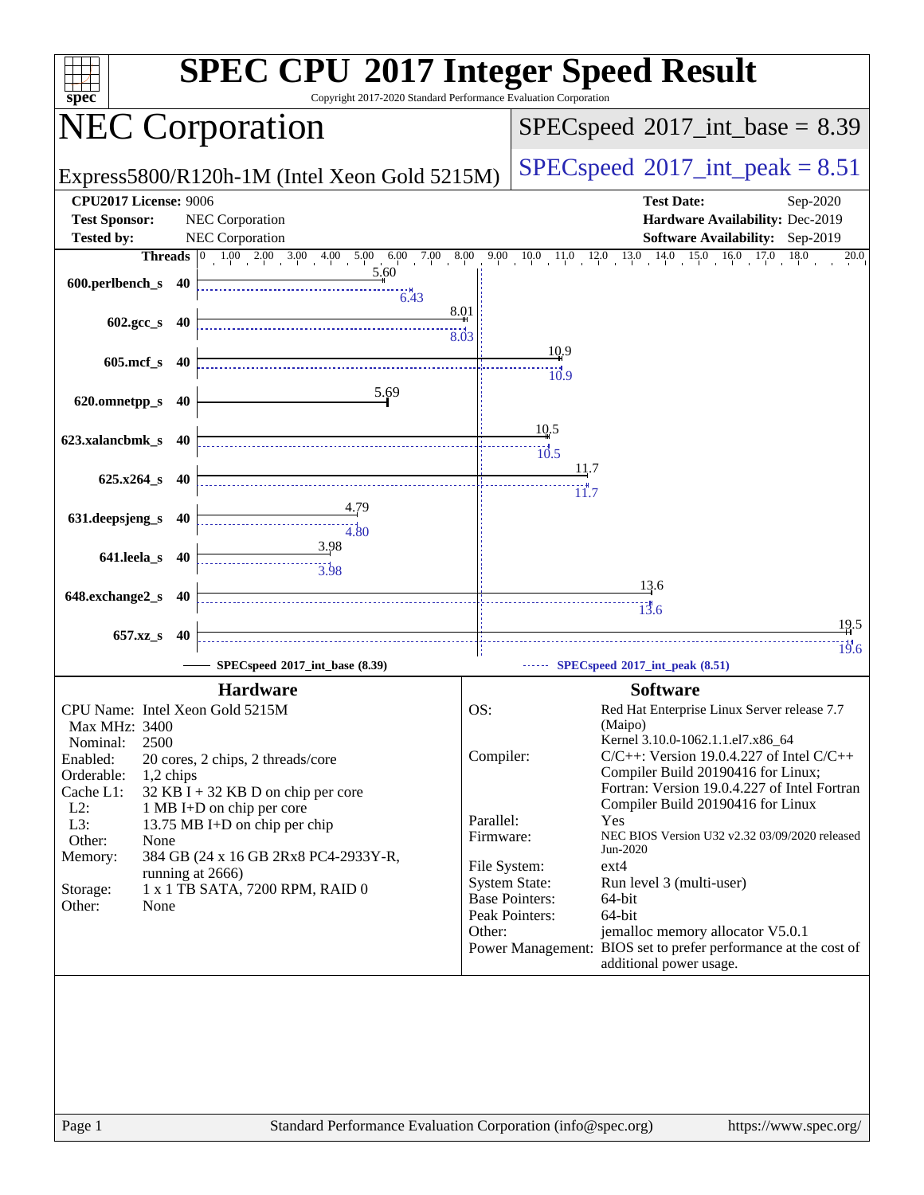# SPEC CPU 2017 Integer Speed Result

Copyright 2017-2020 Standard Performance Evaluation Corporation

## NEC Corporation

Express5800/R120h-1M (Intel Xeon Gold 5215M)

SPECspeed 2017_int_base = 8.39

SPECspeed 2017_int_peak = 8.51

**CPU2017 License:** 9006
**Test Sponsor:** NEC Corporation
**Tested by:** NEC Corporation

**Test Date:** Sep-2020
**Hardware Availability:** Dec-2019
**Software Availability:** Sep-2019

| Benchmark | Threads | Base | Peak |
|---|---|---|---|
| 600.perlbench_s | 40 | 5.60 | 6.43 |
| 602.gcc_s | 40 | 8.01 | 8.03 |
| 605.mcf_s | 40 | 10.9 | 10.9 |
| 620.omnetpp_s | 40 | 5.69 | |
| 623.xalancbmk_s | 40 | 10.5 | 10.5 |
| 625.x264_s | 40 | 11.7 | 11.7 |
| 631.deepsjeng_s | 40 | 4.79 | 4.80 |
| 641.leela_s | 40 | 3.98 | 3.98 |
| 648.exchange2_s | 40 | 13.6 | 13.6 |
| 657.xz_s | 40 | 19.5 | 19.6 |

SPECspeed 2017_int_base (8.39) — SPECspeed 2017_int_peak (8.51)

### Hardware

CPU Name: Intel Xeon Gold 5215M
Max MHz: 3400
Nominal: 2500
Enabled: 20 cores, 2 chips, 2 threads/core
Orderable: 1,2 chips
Cache L1: 32 KB I + 32 KB D on chip per core
L2: 1 MB I+D on chip per core
L3: 13.75 MB I+D on chip per chip
Other: None
Memory: 384 GB (24 x 16 GB 2Rx8 PC4-2933Y-R, running at 2666)
Storage: 1 x 1 TB SATA, 7200 RPM, RAID 0
Other: None

### Software

OS: Red Hat Enterprise Linux Server release 7.7 (Maipo) Kernel 3.10.0-1062.1.1.el7.x86_64
Compiler: C/C++: Version 19.0.4.227 of Intel C/C++ Compiler Build 20190416 for Linux; Fortran: Version 19.0.4.227 of Intel Fortran Compiler Build 20190416 for Linux
Parallel: Yes
Firmware: NEC BIOS Version U32 v2.32 03/09/2020 released Jun-2020
File System: ext4
System State: Run level 3 (multi-user)
Base Pointers: 64-bit
Peak Pointers: 64-bit
Other: jemalloc memory allocator V5.0.1
Power Management: BIOS set to prefer performance at the cost of additional power usage.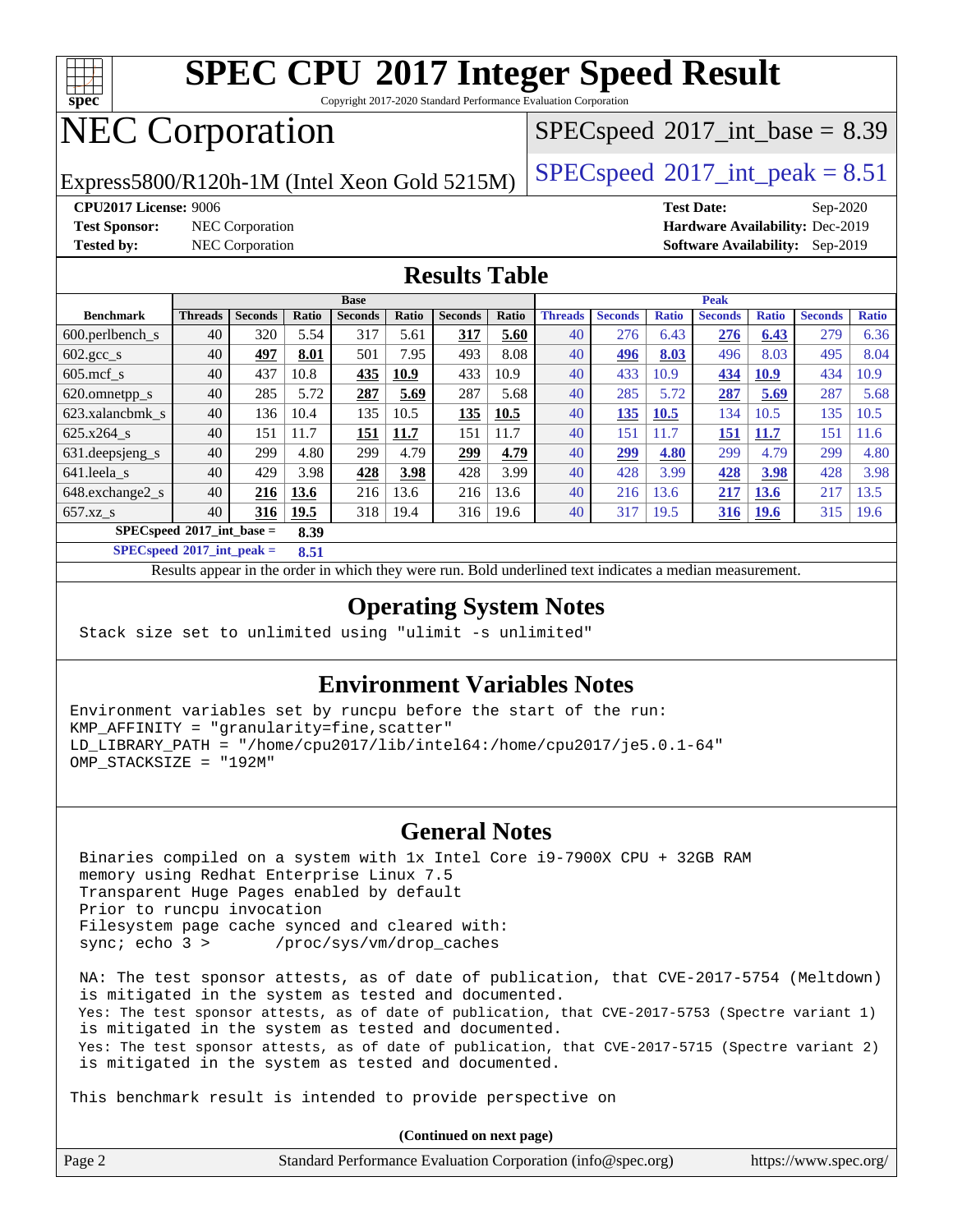# SPEC CPU 2017 Integer Speed Result

Copyright 2017-2020 Standard Performance Evaluation Corporation

# NEC Corporation

Express5800/R120h-1M (Intel Xeon Gold 5215M)

SPECspeed 2017_int_base = 8.39

SPECspeed 2017_int_peak = 8.51

**CPU2017 License:** 9006
**Test Sponsor:** NEC Corporation
**Tested by:** NEC Corporation

**Test Date:** Sep-2020
**Hardware Availability:** Dec-2019
**Software Availability:** Sep-2019

## Results Table

| Benchmark | Base | | | | | | | Peak | | | | | | |
|---|---|---|---|---|---|---|---|---|---|---|---|---|---|---|
| | Threads | Seconds | Ratio | Seconds | Ratio | Seconds | Ratio | Threads | Seconds | Ratio | Seconds | Ratio | Seconds | Ratio |
| 600.perlbench_s | 40 | 320 | 5.54 | 317 | 5.61 | **317** | **5.60** | 40 | 276 | 6.43 | **276** | **6.43** | 279 | 6.36 |
| 602.gcc_s | 40 | **497** | **8.01** | 501 | 7.95 | 493 | 8.08 | 40 | **496** | **8.03** | 496 | 8.03 | 495 | 8.04 |
| 605.mcf_s | 40 | 437 | 10.8 | **435** | **10.9** | 433 | 10.9 | 40 | 433 | 10.9 | **434** | **10.9** | 434 | 10.9 |
| 620.omnetpp_s | 40 | 285 | 5.72 | **287** | **5.69** | 287 | 5.68 | 40 | 285 | 5.72 | **287** | **5.69** | 287 | 5.68 |
| 623.xalancbmk_s | 40 | 136 | 10.4 | 135 | 10.5 | **135** | **10.5** | 40 | **135** | **10.5** | 134 | 10.5 | 135 | 10.5 |
| 625.x264_s | 40 | 151 | 11.7 | **151** | **11.7** | 151 | 11.7 | 40 | 151 | 11.7 | **151** | **11.7** | 151 | 11.6 |
| 631.deepsjeng_s | 40 | 299 | 4.80 | 299 | 4.79 | **299** | **4.79** | 40 | **299** | **4.80** | 299 | 4.79 | 299 | 4.80 |
| 641.leela_s | 40 | 429 | 3.98 | **428** | **3.98** | 428 | 3.99 | 40 | 428 | 3.99 | **428** | **3.98** | 428 | 3.98 |
| 648.exchange2_s | 40 | **216** | **13.6** | 216 | 13.6 | 216 | 13.6 | 40 | 216 | 13.6 | **217** | **13.6** | 217 | 13.5 |
| 657.xz_s | 40 | **316** | **19.5** | 318 | 19.4 | 316 | 19.6 | 40 | 317 | 19.5 | **316** | **19.6** | 315 | 19.6 |

**SPECspeed 2017_int_base = 8.39**

**SPECspeed 2017_int_peak = 8.51**

Results appear in the order in which they were run. Bold underlined text indicates a median measurement.

## Operating System Notes

```
Stack size set to unlimited using "ulimit -s unlimited"
```

## Environment Variables Notes

```
Environment variables set by runcpu before the start of the run:
KMP_AFFINITY = "granularity=fine,scatter"
LD_LIBRARY_PATH = "/home/cpu2017/lib/intel64:/home/cpu2017/je5.0.1-64"
OMP_STACKSIZE = "192M"
```

## General Notes

```
Binaries compiled on a system with 1x Intel Core i9-7900X CPU + 32GB RAM
memory using Redhat Enterprise Linux 7.5
Transparent Huge Pages enabled by default
Prior to runcpu invocation
Filesystem page cache synced and cleared with:
sync; echo 3 >       /proc/sys/vm/drop_caches

NA: The test sponsor attests, as of date of publication, that CVE-2017-5754 (Meltdown)
is mitigated in the system as tested and documented.
Yes: The test sponsor attests, as of date of publication, that CVE-2017-5753 (Spectre variant 1)
is mitigated in the system as tested and documented.
Yes: The test sponsor attests, as of date of publication, that CVE-2017-5715 (Spectre variant 2)
is mitigated in the system as tested and documented.

This benchmark result is intended to provide perspective on
```

(Continued on next page)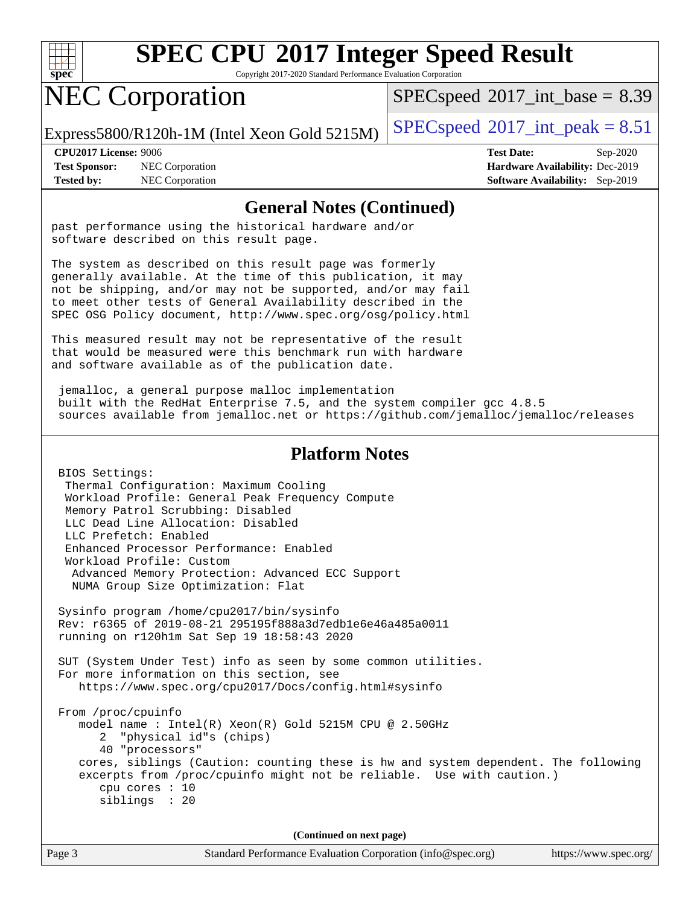## General Notes (Continued)

```
past performance using the historical hardware and/or
software described on this result page.

The system as described on this result page was formerly
generally available. At the time of this publication, it may
not be shipping, and/or may not be supported, and/or may fail
to meet other tests of General Availability described in the
SPEC OSG Policy document, http://www.spec.org/osg/policy.html

This measured result may not be representative of the result
that would be measured were this benchmark run with hardware
and software available as of the publication date.

 jemalloc, a general purpose malloc implementation
 built with the RedHat Enterprise 7.5, and the system compiler gcc 4.8.5
 sources available from jemalloc.net or https://github.com/jemalloc/jemalloc/releases
```

## Platform Notes

```
 BIOS Settings:
  Thermal Configuration: Maximum Cooling
  Workload Profile: General Peak Frequency Compute
  Memory Patrol Scrubbing: Disabled
  LLC Dead Line Allocation: Disabled
  LLC Prefetch: Enabled
  Enhanced Processor Performance: Enabled
  Workload Profile: Custom
   Advanced Memory Protection: Advanced ECC Support
   NUMA Group Size Optimization: Flat

 Sysinfo program /home/cpu2017/bin/sysinfo
 Rev: r6365 of 2019-08-21 295195f888a3d7edb1e6e46a485a0011
 running on r120h1m Sat Sep 19 18:58:43 2020

 SUT (System Under Test) info as seen by some common utilities.
 For more information on this section, see
    https://www.spec.org/cpu2017/Docs/config.html#sysinfo

 From /proc/cpuinfo
    model name : Intel(R) Xeon(R) Gold 5215M CPU @ 2.50GHz
       2  "physical id"s (chips)
       40 "processors"
    cores, siblings (Caution: counting these is hw and system dependent. The following
    excerpts from /proc/cpuinfo might not be reliable.  Use with caution.)
       cpu cores : 10
       siblings  : 20
```

(Continued on next page)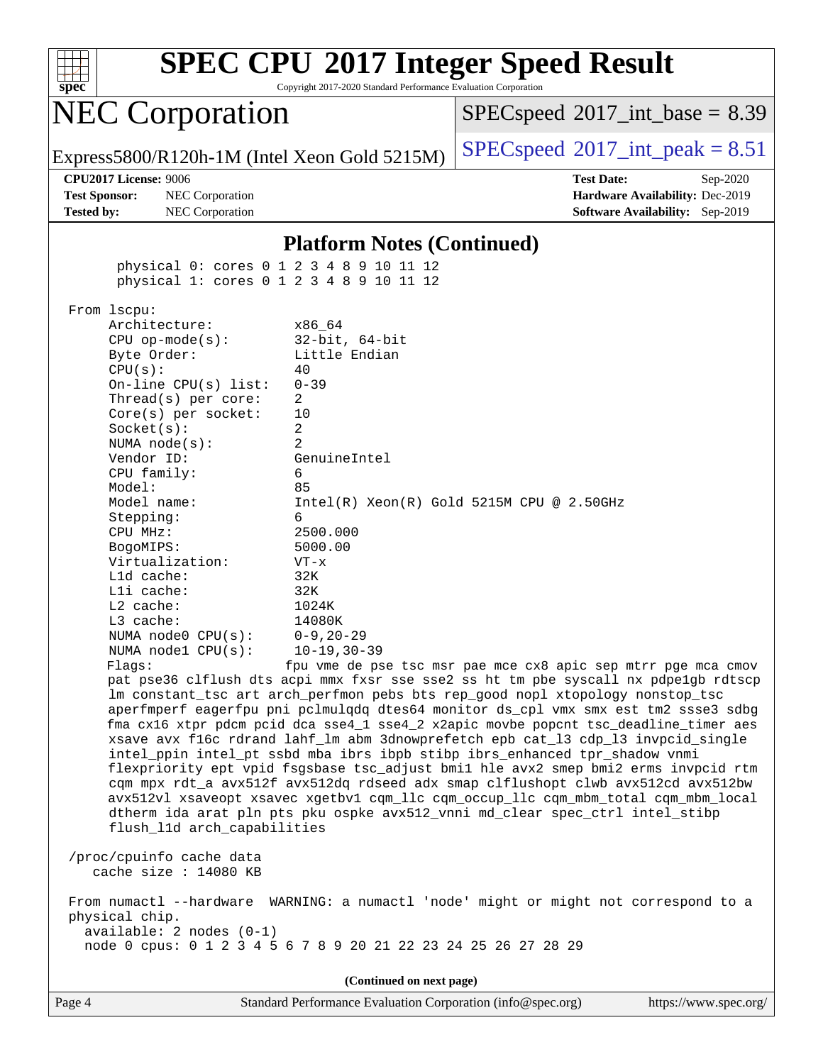## Platform Notes (Continued)

```
      physical 0: cores 0 1 2 3 4 8 9 10 11 12
      physical 1: cores 0 1 2 3 4 8 9 10 11 12

 From lscpu:
      Architecture:          x86_64
      CPU op-mode(s):        32-bit, 64-bit
      Byte Order:            Little Endian
      CPU(s):                40
      On-line CPU(s) list:   0-39
      Thread(s) per core:    2
      Core(s) per socket:    10
      Socket(s):             2
      NUMA node(s):          2
      Vendor ID:             GenuineIntel
      CPU family:            6
      Model:                 85
      Model name:            Intel(R) Xeon(R) Gold 5215M CPU @ 2.50GHz
      Stepping:              6
      CPU MHz:               2500.000
      BogoMIPS:              5000.00
      Virtualization:        VT-x
      L1d cache:             32K
      L1i cache:             32K
      L2 cache:              1024K
      L3 cache:              14080K
      NUMA node0 CPU(s):     0-9,20-29
      NUMA node1 CPU(s):     10-19,30-39
      Flags:                 fpu vme de pse tsc msr pae mce cx8 apic sep mtrr pge mca cmov
      pat pse36 clflush dts acpi mmx fxsr sse sse2 ss ht tm pbe syscall nx pdpe1gb rdtscp
      lm constant_tsc art arch_perfmon pebs bts rep_good nopl xtopology nonstop_tsc
      aperfmperf eagerfpu pni pclmulqdq dtes64 monitor ds_cpl vmx smx est tm2 ssse3 sdbg
      fma cx16 xtpr pdcm pcid dca sse4_1 sse4_2 x2apic movbe popcnt tsc_deadline_timer aes
      xsave avx f16c rdrand lahf_lm abm 3dnowprefetch epb cat_l3 cdp_l3 invpcid_single
      intel_ppin intel_pt ssbd mba ibrs ibpb stibp ibrs_enhanced tpr_shadow vnmi
      flexpriority ept vpid fsgsbase tsc_adjust bmi1 hle avx2 smep bmi2 erms invpcid rtm
      cqm mpx rdt_a avx512f avx512dq rdseed adx smap clflushopt clwb avx512cd avx512bw
      avx512vl xsaveopt xsavec xgetbv1 cqm_llc cqm_occup_llc cqm_mbm_total cqm_mbm_local
      dtherm ida arat pln pts pku ospke avx512_vnni md_clear spec_ctrl intel_stibp
      flush_l1d arch_capabilities

 /proc/cpuinfo cache data
    cache size : 14080 KB

 From numactl --hardware  WARNING: a numactl 'node' might or might not correspond to a
 physical chip.
   available: 2 nodes (0-1)
   node 0 cpus: 0 1 2 3 4 5 6 7 8 9 20 21 22 23 24 25 26 27 28 29
```

(Continued on next page)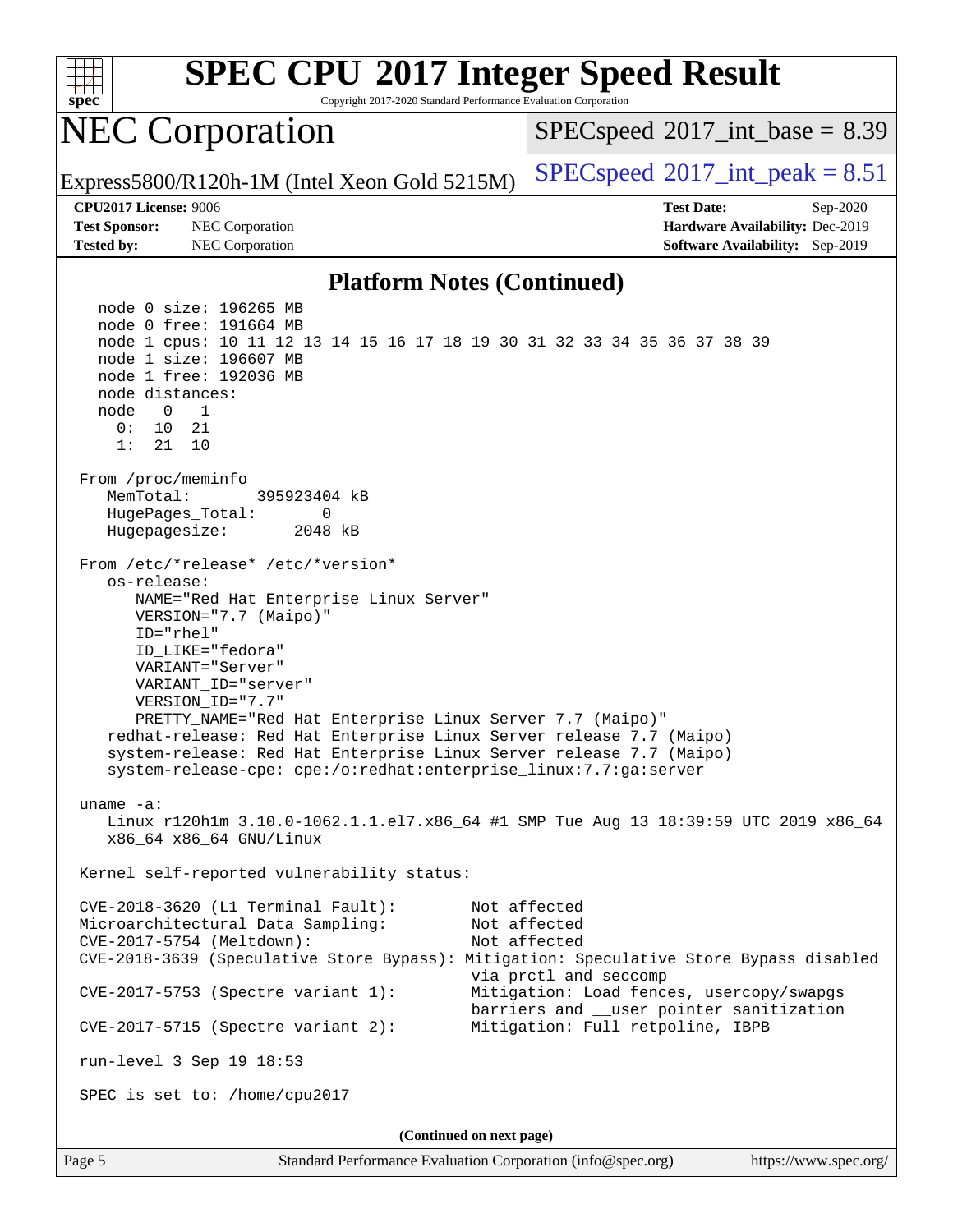## Platform Notes (Continued)

```
   node 0 size: 196265 MB
   node 0 free: 191664 MB
   node 1 cpus: 10 11 12 13 14 15 16 17 18 19 30 31 32 33 34 35 36 37 38 39
   node 1 size: 196607 MB
   node 1 free: 192036 MB
   node distances:
   node   0   1
     0:  10  21
     1:  21  10

 From /proc/meminfo
    MemTotal:       395923404 kB
    HugePages_Total:       0
    Hugepagesize:       2048 kB

 From /etc/*release* /etc/*version*
    os-release:
       NAME="Red Hat Enterprise Linux Server"
       VERSION="7.7 (Maipo)"
       ID="rhel"
       ID_LIKE="fedora"
       VARIANT="Server"
       VARIANT_ID="server"
       VERSION_ID="7.7"
       PRETTY_NAME="Red Hat Enterprise Linux Server 7.7 (Maipo)"
    redhat-release: Red Hat Enterprise Linux Server release 7.7 (Maipo)
    system-release: Red Hat Enterprise Linux Server release 7.7 (Maipo)
    system-release-cpe: cpe:/o:redhat:enterprise_linux:7.7:ga:server

 uname -a:
    Linux r120h1m 3.10.0-1062.1.1.el7.x86_64 #1 SMP Tue Aug 13 18:39:59 UTC 2019 x86_64
    x86_64 x86_64 GNU/Linux

 Kernel self-reported vulnerability status:

 CVE-2018-3620 (L1 Terminal Fault):        Not affected
 Microarchitectural Data Sampling:         Not affected
 CVE-2017-5754 (Meltdown):                 Not affected
 CVE-2018-3639 (Speculative Store Bypass): Mitigation: Speculative Store Bypass disabled
                                           via prctl and seccomp
 CVE-2017-5753 (Spectre variant 1):        Mitigation: Load fences, usercopy/swapgs
                                           barriers and __user pointer sanitization
 CVE-2017-5715 (Spectre variant 2):        Mitigation: Full retpoline, IBPB

 run-level 3 Sep 19 18:53

 SPEC is set to: /home/cpu2017
```

(Continued on next page)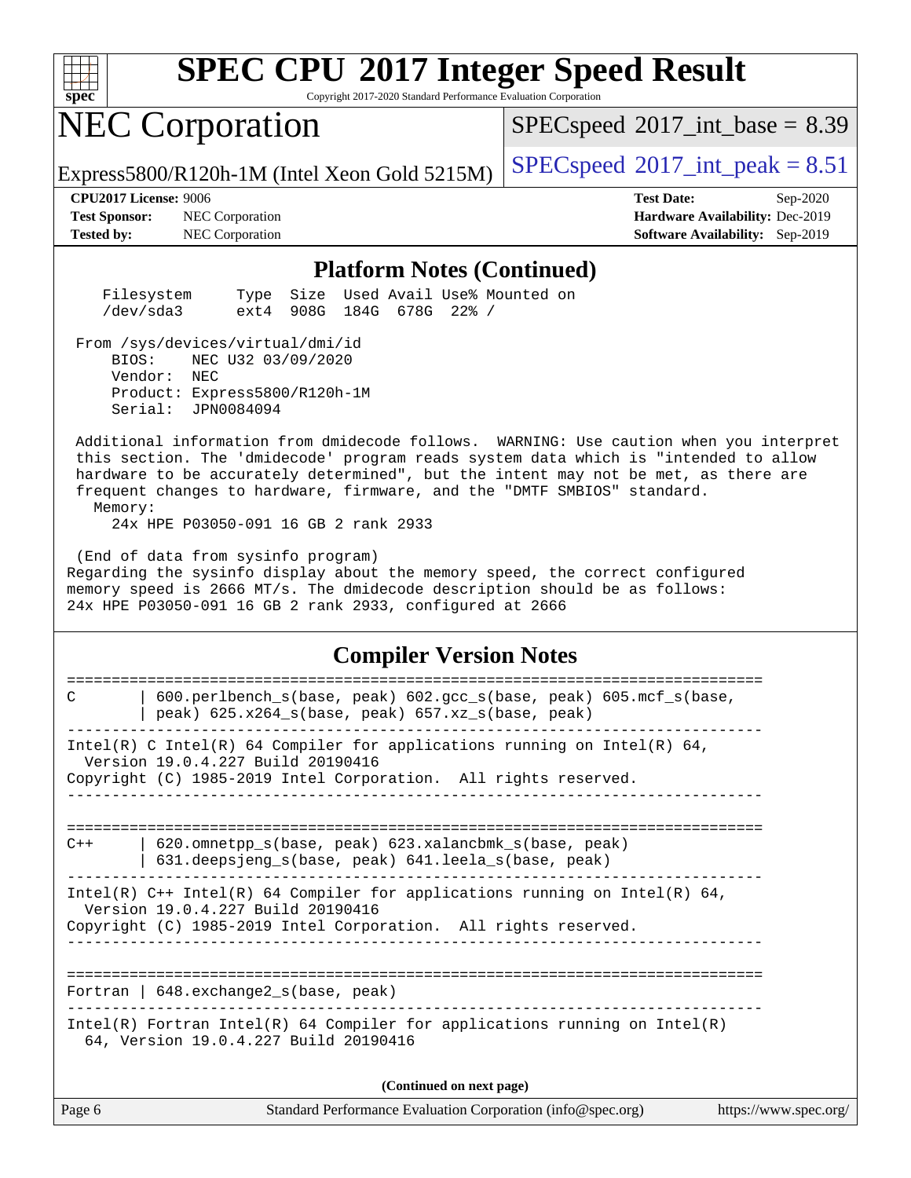## Platform Notes (Continued)

```
    Filesystem     Type  Size  Used Avail Use% Mounted on
    /dev/sda3      ext4  908G  184G  678G  22% /

 From /sys/devices/virtual/dmi/id
     BIOS:    NEC U32 03/09/2020
     Vendor:  NEC
     Product: Express5800/R120h-1M
     Serial:  JPN0084094

 Additional information from dmidecode follows.  WARNING: Use caution when you interpret
 this section. The 'dmidecode' program reads system data which is "intended to allow
 hardware to be accurately determined", but the intent may not be met, as there are
 frequent changes to hardware, firmware, and the "DMTF SMBIOS" standard.
   Memory:
     24x HPE P03050-091 16 GB 2 rank 2933

 (End of data from sysinfo program)
Regarding the sysinfo display about the memory speed, the correct configured
memory speed is 2666 MT/s. The dmidecode description should be as follows:
24x HPE P03050-091 16 GB 2 rank 2933, configured at 2666
```

## Compiler Version Notes

```
==============================================================================
C       | 600.perlbench_s(base, peak) 602.gcc_s(base, peak) 605.mcf_s(base,
        | peak) 625.x264_s(base, peak) 657.xz_s(base, peak)
------------------------------------------------------------------------------
Intel(R) C Intel(R) 64 Compiler for applications running on Intel(R) 64,
  Version 19.0.4.227 Build 20190416
Copyright (C) 1985-2019 Intel Corporation.  All rights reserved.
------------------------------------------------------------------------------

==============================================================================
C++     | 620.omnetpp_s(base, peak) 623.xalancbmk_s(base, peak)
        | 631.deepsjeng_s(base, peak) 641.leela_s(base, peak)
------------------------------------------------------------------------------
Intel(R) C++ Intel(R) 64 Compiler for applications running on Intel(R) 64,
  Version 19.0.4.227 Build 20190416
Copyright (C) 1985-2019 Intel Corporation.  All rights reserved.
------------------------------------------------------------------------------

==============================================================================
Fortran | 648.exchange2_s(base, peak)
------------------------------------------------------------------------------
Intel(R) Fortran Intel(R) 64 Compiler for applications running on Intel(R)
  64, Version 19.0.4.227 Build 20190416
```

**(Continued on next page)**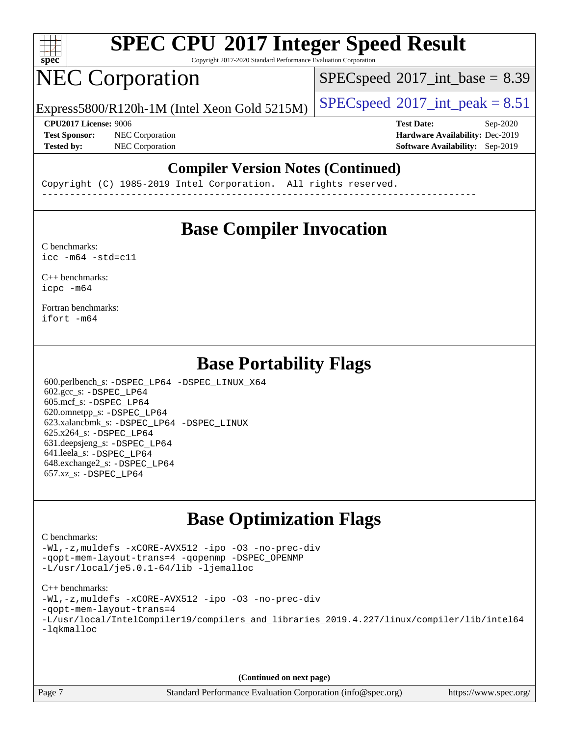# SPEC CPU 2017 Integer Speed Result

# NEC Corporation

Express5800/R120h-1M (Intel Xeon Gold 5215M)

SPECspeed 2017_int_base = 8.39

SPECspeed 2017_int_peak = 8.51

**CPU2017 License:** 9006
**Test Sponsor:** NEC Corporation
**Tested by:** NEC Corporation

**Test Date:** Sep-2020
**Hardware Availability:** Dec-2019
**Software Availability:** Sep-2019

## Compiler Version Notes (Continued)

```
Copyright (C) 1985-2019 Intel Corporation.  All rights reserved.
------------------------------------------------------------------------------
```

## Base Compiler Invocation

C benchmarks:
```
icc -m64 -std=c11
```

C++ benchmarks:
```
icpc -m64
```

Fortran benchmarks:
```
ifort -m64
```

## Base Portability Flags

600.perlbench_s: -DSPEC_LP64 -DSPEC_LINUX_X64
602.gcc_s: -DSPEC_LP64
605.mcf_s: -DSPEC_LP64
620.omnetpp_s: -DSPEC_LP64
623.xalancbmk_s: -DSPEC_LP64 -DSPEC_LINUX
625.x264_s: -DSPEC_LP64
631.deepsjeng_s: -DSPEC_LP64
641.leela_s: -DSPEC_LP64
648.exchange2_s: -DSPEC_LP64
657.xz_s: -DSPEC_LP64

## Base Optimization Flags

C benchmarks:
```
-Wl,-z,muldefs -xCORE-AVX512 -ipo -O3 -no-prec-div
-qopt-mem-layout-trans=4 -qopenmp -DSPEC_OPENMP
-L/usr/local/je5.0.1-64/lib -ljemalloc
```

C++ benchmarks:
```
-Wl,-z,muldefs -xCORE-AVX512 -ipo -O3 -no-prec-div
-qopt-mem-layout-trans=4
-L/usr/local/IntelCompiler19/compilers_and_libraries_2019.4.227/linux/compiler/lib/intel64
-lqkmalloc
```

**(Continued on next page)**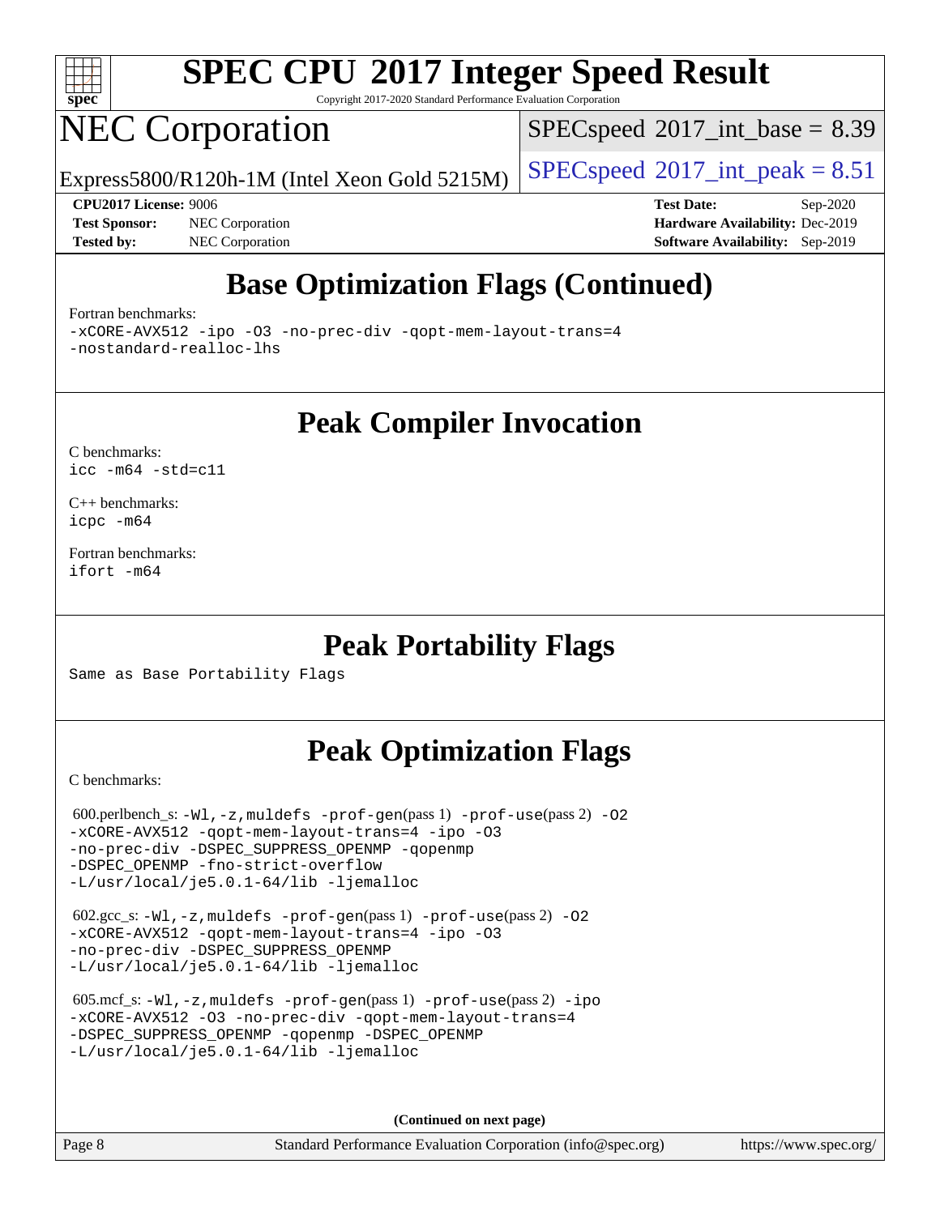## Base Optimization Flags (Continued)

Fortran benchmarks:

```
-xCORE-AVX512 -ipo -O3 -no-prec-div -qopt-mem-layout-trans=4
-nostandard-realloc-lhs
```

## Peak Compiler Invocation

C benchmarks:

```
icc -m64 -std=c11
```

C++ benchmarks:

```
icpc -m64
```

Fortran benchmarks:

```
ifort -m64
```

## Peak Portability Flags

Same as Base Portability Flags

## Peak Optimization Flags

C benchmarks:

600.perlbench_s: -Wl,-z,muldefs -prof-gen(pass 1) -prof-use(pass 2) -O2 -xCORE-AVX512 -qopt-mem-layout-trans=4 -ipo -O3 -no-prec-div -DSPEC_SUPPRESS_OPENMP -qopenmp -DSPEC_OPENMP -fno-strict-overflow -L/usr/local/je5.0.1-64/lib -ljemalloc

602.gcc_s: -Wl,-z,muldefs -prof-gen(pass 1) -prof-use(pass 2) -O2 -xCORE-AVX512 -qopt-mem-layout-trans=4 -ipo -O3 -no-prec-div -DSPEC_SUPPRESS_OPENMP -L/usr/local/je5.0.1-64/lib -ljemalloc

605.mcf_s: -Wl,-z,muldefs -prof-gen(pass 1) -prof-use(pass 2) -ipo -xCORE-AVX512 -O3 -no-prec-div -qopt-mem-layout-trans=4 -DSPEC_SUPPRESS_OPENMP -qopenmp -DSPEC_OPENMP -L/usr/local/je5.0.1-64/lib -ljemalloc

**(Continued on next page)**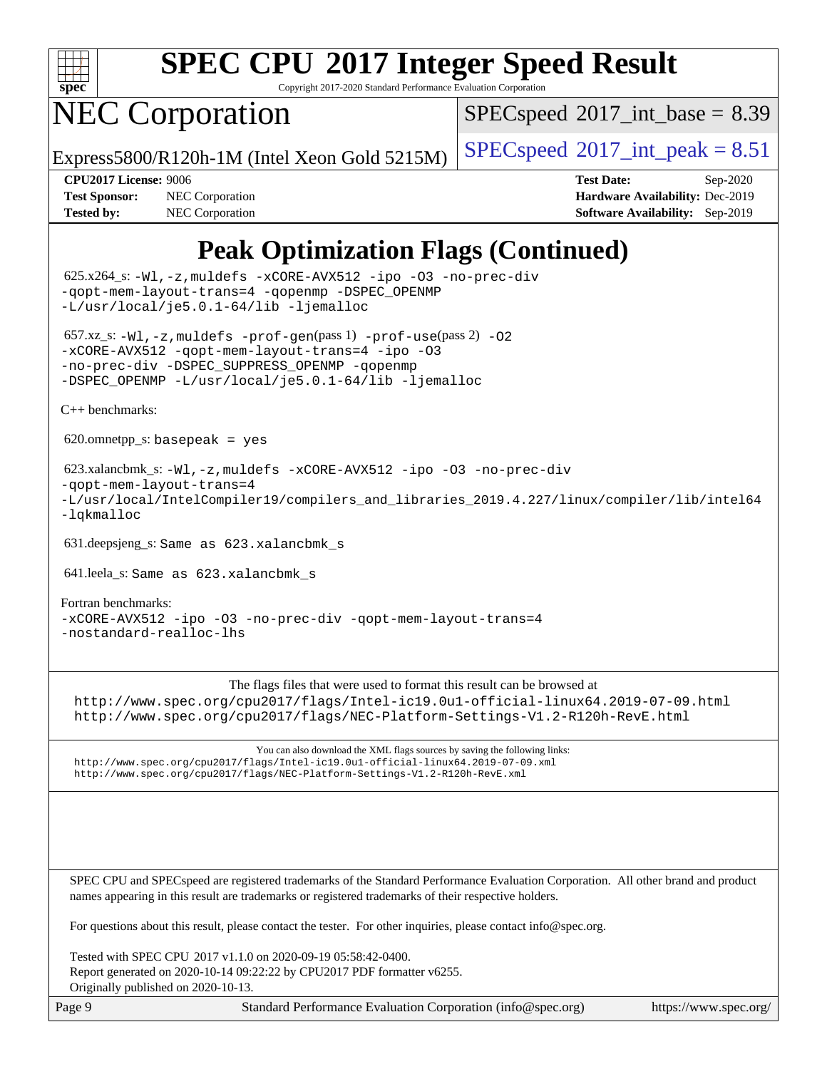# Peak Optimization Flags (Continued)

625.x264_s: -Wl,-z,muldefs -xCORE-AVX512 -ipo -O3 -no-prec-div -qopt-mem-layout-trans=4 -qopenmp -DSPEC_OPENMP -L/usr/local/je5.0.1-64/lib -ljemalloc

657.xz_s: -Wl,-z,muldefs -prof-gen(pass 1) -prof-use(pass 2) -O2 -xCORE-AVX512 -qopt-mem-layout-trans=4 -ipo -O3 -no-prec-div -DSPEC_SUPPRESS_OPENMP -qopenmp -DSPEC_OPENMP -L/usr/local/je5.0.1-64/lib -ljemalloc

C++ benchmarks:

620.omnetpp_s: basepeak = yes

623.xalancbmk_s: -Wl,-z,muldefs -xCORE-AVX512 -ipo -O3 -no-prec-div -qopt-mem-layout-trans=4 -L/usr/local/IntelCompiler19/compilers_and_libraries_2019.4.227/linux/compiler/lib/intel64 -lqkmalloc

631.deepsjeng_s: Same as 623.xalancbmk_s

641.leela_s: Same as 623.xalancbmk_s

Fortran benchmarks:
-xCORE-AVX512 -ipo -O3 -no-prec-div -qopt-mem-layout-trans=4 -nostandard-realloc-lhs

The flags files that were used to format this result can be browsed at
http://www.spec.org/cpu2017/flags/Intel-ic19.0u1-official-linux64.2019-07-09.html
http://www.spec.org/cpu2017/flags/NEC-Platform-Settings-V1.2-R120h-RevE.html

You can also download the XML flags sources by saving the following links:
http://www.spec.org/cpu2017/flags/Intel-ic19.0u1-official-linux64.2019-07-09.xml
http://www.spec.org/cpu2017/flags/NEC-Platform-Settings-V1.2-R120h-RevE.xml

SPEC CPU and SPECspeed are registered trademarks of the Standard Performance Evaluation Corporation. All other brand and product names appearing in this result are trademarks or registered trademarks of their respective holders.

For questions about this result, please contact the tester. For other inquiries, please contact info@spec.org.

Tested with SPEC CPU 2017 v1.1.0 on 2020-09-19 05:58:42-0400.
Report generated on 2020-10-14 09:22:22 by CPU2017 PDF formatter v6255.
Originally published on 2020-10-13.